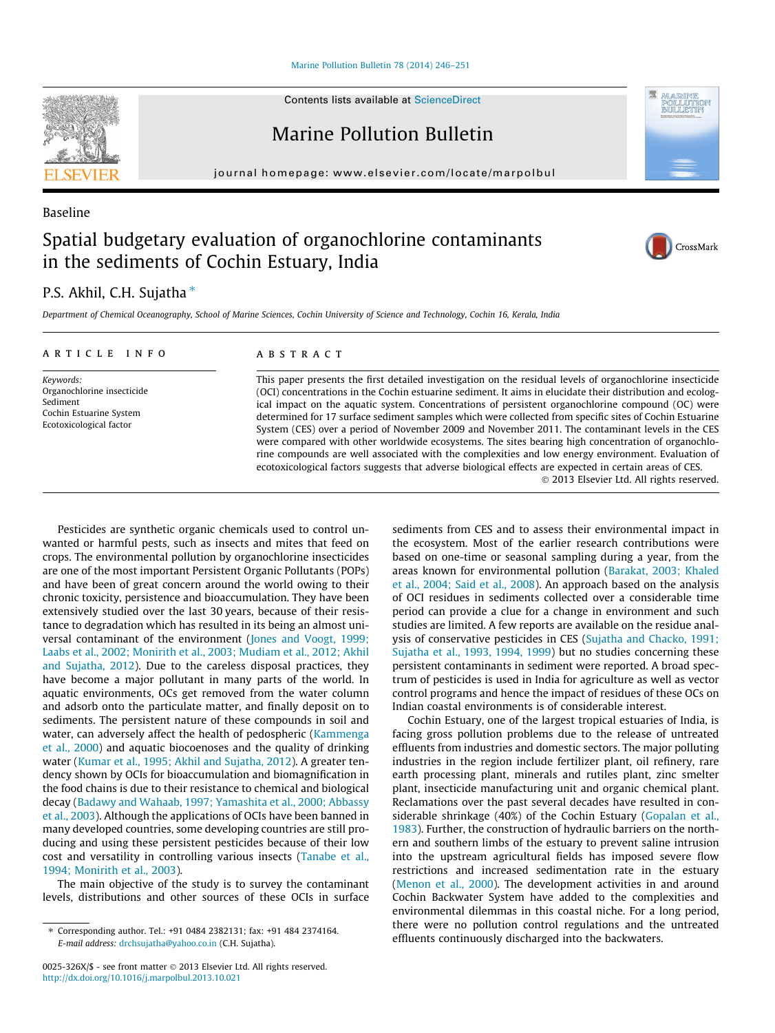Baseline

# Spatial budgetary evaluation of organochlorine contaminants in the sediments of Cochin Estuary, India

P.S. Akhil, C.H. Sujatha *

*Department of Chemical Oceanography, School of Marine Sciences, Cochin University of Science and Technology, Cochin 16, Kerala, India*

**ARTICLE INFO**

*Keywords:*
Organochlorine insecticide
Sediment
Cochin Estuarine System
Ecotoxicological factor

**ABSTRACT**

This paper presents the first detailed investigation on the residual levels of organochlorine insecticide (OCI) concentrations in the Cochin estuarine sediment. It aims in elucidate their distribution and ecological impact on the aquatic system. Concentrations of persistent organochlorine compound (OC) were determined for 17 surface sediment samples which were collected from specific sites of Cochin Estuarine System (CES) over a period of November 2009 and November 2011. The contaminant levels in the CES were compared with other worldwide ecosystems. The sites bearing high concentration of organochlorine compounds are well associated with the complexities and low energy environment. Evaluation of ecotoxicological factors suggests that adverse biological effects are expected in certain areas of CES.

© 2013 Elsevier Ltd. All rights reserved.

Pesticides are synthetic organic chemicals used to control unwanted or harmful pests, such as insects and mites that feed on crops. The environmental pollution by organochlorine insecticides are one of the most important Persistent Organic Pollutants (POPs) and have been of great concern around the world owing to their chronic toxicity, persistence and bioaccumulation. They have been extensively studied over the last 30 years, because of their resistance to degradation which has resulted in its being an almost universal contaminant of the environment (Jones and Voogt, 1999; Laabs et al., 2002; Monirith et al., 2003; Mudiam et al., 2012; Akhil and Sujatha, 2012). Due to the careless disposal practices, they have become a major pollutant in many parts of the world. In aquatic environments, OCs get removed from the water column and adsorb onto the particulate matter, and finally deposit on to sediments. The persistent nature of these compounds in soil and water, can adversely affect the health of pedospheric (Kammenga et al., 2000) and aquatic biocoenoses and the quality of drinking water (Kumar et al., 1995; Akhil and Sujatha, 2012). A greater tendency shown by OCIs for bioaccumulation and biomagnification in the food chains is due to their resistance to chemical and biological decay (Badawy and Wahaab, 1997; Yamashita et al., 2000; Abbassy et al., 2003). Although the applications of OCIs have been banned in many developed countries, some developing countries are still producing and using these persistent pesticides because of their low cost and versatility in controlling various insects (Tanabe et al., 1994; Monirith et al., 2003).

The main objective of the study is to survey the contaminant levels, distributions and other sources of these OCIs in surface sediments from CES and to assess their environmental impact in the ecosystem. Most of the earlier research contributions were based on one-time or seasonal sampling during a year, from the areas known for environmental pollution (Barakat, 2003; Khaled et al., 2004; Said et al., 2008). An approach based on the analysis of OCI residues in sediments collected over a considerable time period can provide a clue for a change in environment and such studies are limited. A few reports are available on the residue analysis of conservative pesticides in CES (Sujatha and Chacko, 1991; Sujatha et al., 1993, 1994, 1999) but no studies concerning these persistent contaminants in sediment were reported. A broad spectrum of pesticides is used in India for agriculture as well as vector control programs and hence the impact of residues of these OCs on Indian coastal environments is of considerable interest.

Cochin Estuary, one of the largest tropical estuaries of India, is facing gross pollution problems due to the release of untreated effluents from industries and domestic sectors. The major polluting industries in the region include fertilizer plant, oil refinery, rare earth processing plant, minerals and rutiles plant, zinc smelter plant, insecticide manufacturing unit and organic chemical plant. Reclamations over the past several decades have resulted in considerable shrinkage (40%) of the Cochin Estuary (Gopalan et al., 1983). Further, the construction of hydraulic barriers on the northern and southern limbs of the estuary to prevent saline intrusion into the upstream agricultural fields has imposed severe flow restrictions and increased sedimentation rate in the estuary (Menon et al., 2000). The development activities in and around Cochin Backwater System have added to the complexities and environmental dilemmas in this coastal niche. For a long period, there were no pollution control regulations and the untreated effluents continuously discharged into the backwaters.

* Corresponding author. Tel.: +91 0484 2382131; fax: +91 484 2374164.
*E-mail address:* drchsujatha@yahoo.co.in (C.H. Sujatha).

0025-326X/$ - see front matter © 2013 Elsevier Ltd. All rights reserved.
http://dx.doi.org/10.1016/j.marpolbul.2013.10.021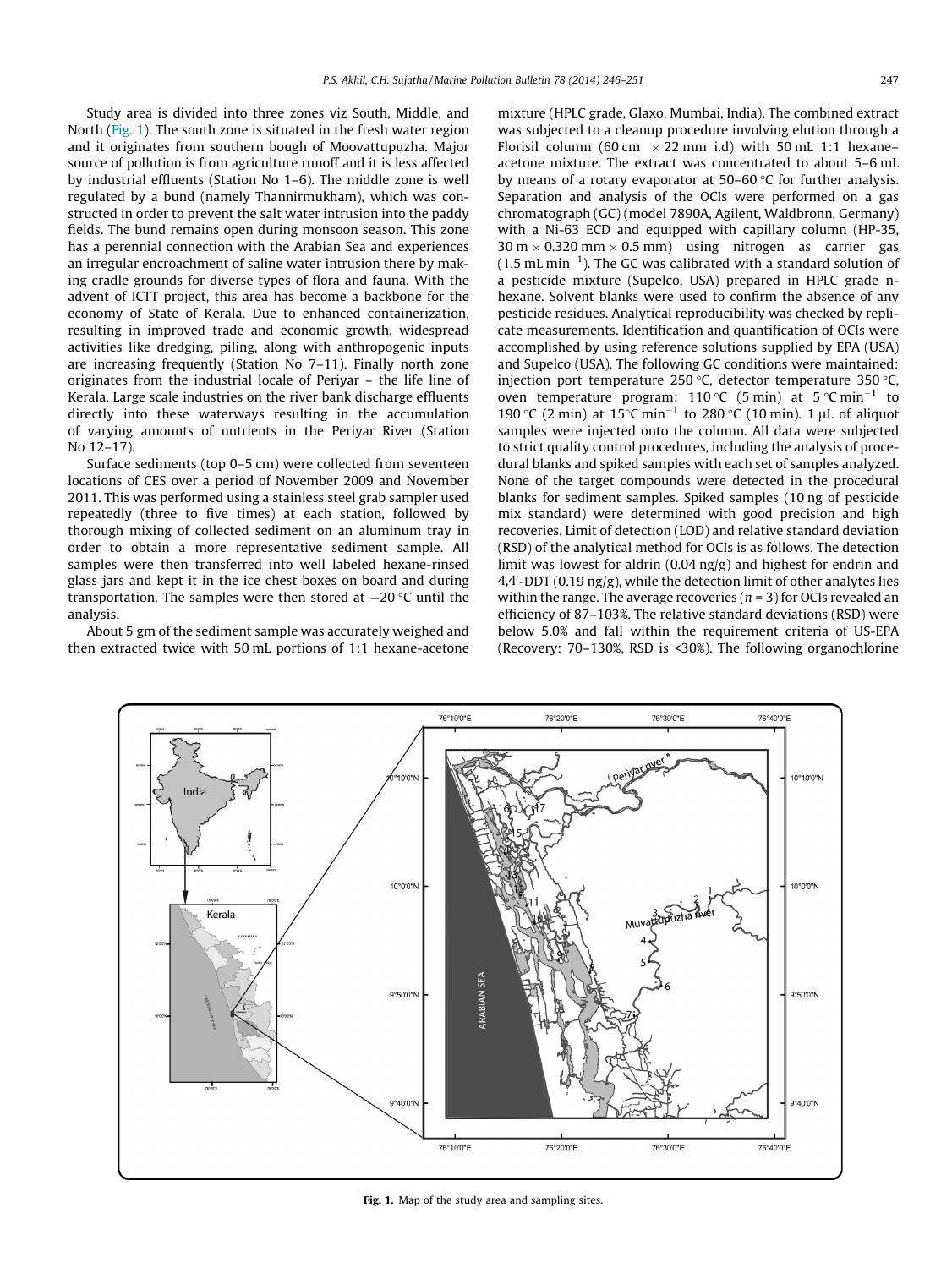Study area is divided into three zones viz South, Middle, and North (Fig. 1). The south zone is situated in the fresh water region and it originates from southern bough of Moovattupuzha. Major source of pollution is from agriculture runoff and it is less affected by industrial effluents (Station No 1–6). The middle zone is well regulated by a bund (namely Thannirmukham), which was constructed in order to prevent the salt water intrusion into the paddy fields. The bund remains open during monsoon season. This zone has a perennial connection with the Arabian Sea and experiences an irregular encroachment of saline water intrusion there by making cradle grounds for diverse types of flora and fauna. With the advent of ICTT project, this area has become a backbone for the economy of State of Kerala. Due to enhanced containerization, resulting in improved trade and economic growth, widespread activities like dredging, piling, along with anthropogenic inputs are increasing frequently (Station No 7–11). Finally north zone originates from the industrial locale of Periyar – the life line of Kerala. Large scale industries on the river bank discharge effluents directly into these waterways resulting in the accumulation of varying amounts of nutrients in the Periyar River (Station No 12–17).

Surface sediments (top 0–5 cm) were collected from seventeen locations of CES over a period of November 2009 and November 2011. This was performed using a stainless steel grab sampler used repeatedly (three to five times) at each station, followed by thorough mixing of collected sediment on an aluminum tray in order to obtain a more representative sediment sample. All samples were then transferred into well labeled hexane-rinsed glass jars and kept it in the ice chest boxes on board and during transportation. The samples were then stored at −20 °C until the analysis.

About 5 gm of the sediment sample was accurately weighed and then extracted twice with 50 mL portions of 1:1 hexane-acetone mixture (HPLC grade, Glaxo, Mumbai, India). The combined extract was subjected to a cleanup procedure involving elution through a Florisil column (60 cm × 22 mm i.d) with 50 mL 1:1 hexane–acetone mixture. The extract was concentrated to about 5–6 mL by means of a rotary evaporator at 50–60 °C for further analysis. Separation and analysis of the OCIs were performed on a gas chromatograph (GC) (model 7890A, Agilent, Waldbronn, Germany) with a Ni-63 ECD and equipped with capillary column (HP-35, 30 m × 0.320 mm × 0.5 mm) using nitrogen as carrier gas (1.5 mL $min^{-1}$). The GC was calibrated with a standard solution of a pesticide mixture (Supelco, USA) prepared in HPLC grade n-hexane. Solvent blanks were used to confirm the absence of any pesticide residues. Analytical reproducibility was checked by replicate measurements. Identification and quantification of OCIs were accomplished by using reference solutions supplied by EPA (USA) and Supelco (USA). The following GC conditions were maintained: injection port temperature 250 °C, detector temperature 350 °C, oven temperature program: 110 °C (5 min) at 5 °C $min^{-1}$ to 190 °C (2 min) at 15°C $min^{-1}$ to 280 °C (10 min). 1 μL of aliquot samples were injected onto the column. All data were subjected to strict quality control procedures, including the analysis of procedural blanks and spiked samples with each set of samples analyzed. None of the target compounds were detected in the procedural blanks for sediment samples. Spiked samples (10 ng of pesticide mix standard) were determined with good precision and high recoveries. Limit of detection (LOD) and relative standard deviation (RSD) of the analytical method for OCIs is as follows. The detection limit was lowest for aldrin (0.04 ng/g) and highest for endrin and 4,4′-DDT (0.19 ng/g), while the detection limit of other analytes lies within the range. The average recoveries ($n = 3$) for OCIs revealed an efficiency of 87–103%. The relative standard deviations (RSD) were below 5.0% and fall within the requirement criteria of US-EPA (Recovery: 70–130%, RSD is <30%). The following organochlorine

Fig. 1. Map of the study area and sampling sites.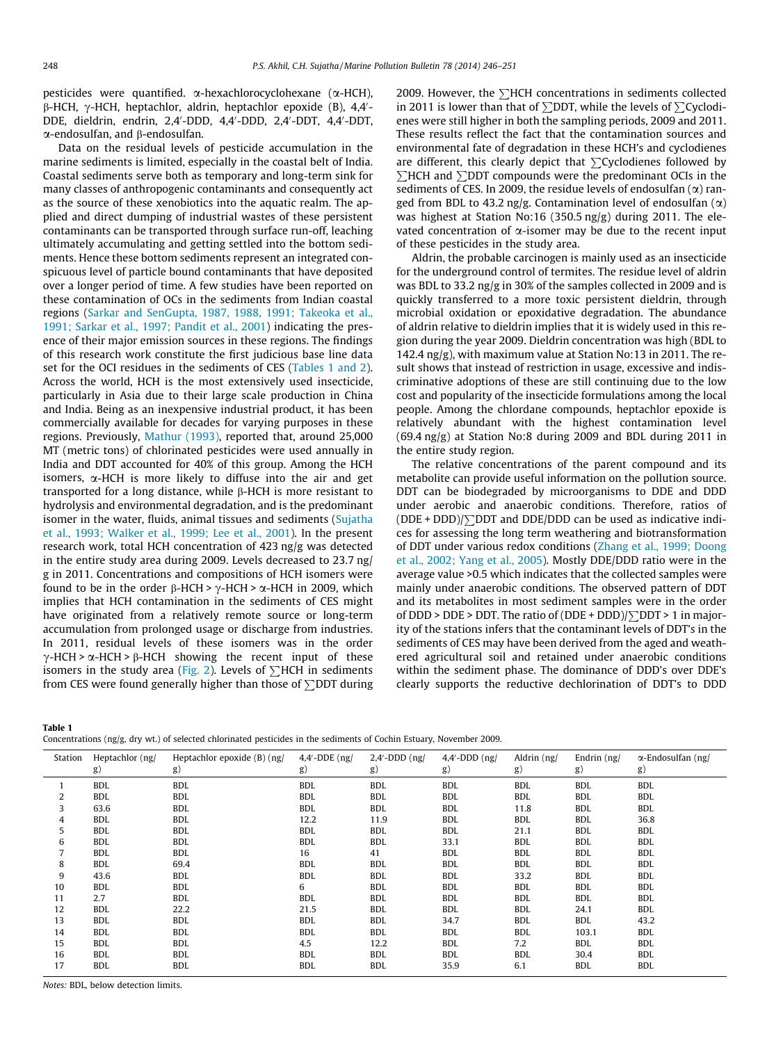pesticides were quantified. α-hexachlorocyclohexane (α-HCH), β-HCH, γ-HCH, heptachlor, aldrin, heptachlor epoxide (B), 4,4′-DDE, dieldrin, endrin, 2,4′-DDD, 4,4′-DDD, 2,4′-DDT, 4,4′-DDT, α-endosulfan, and β-endosulfan.

Data on the residual levels of pesticide accumulation in the marine sediments is limited, especially in the coastal belt of India. Coastal sediments serve both as temporary and long-term sink for many classes of anthropogenic contaminants and consequently act as the source of these xenobiotics into the aquatic realm. The applied and direct dumping of industrial wastes of these persistent contaminants can be transported through surface run-off, leaching ultimately accumulating and getting settled into the bottom sediments. Hence these bottom sediments represent an integrated conspicuous level of particle bound contaminants that have deposited over a longer period of time. A few studies have been reported on these contamination of OCs in the sediments from Indian coastal regions (Sarkar and SenGupta, 1987, 1988, 1991; Takeoka et al., 1991; Sarkar et al., 1997; Pandit et al., 2001) indicating the presence of their major emission sources in these regions. The findings of this research work constitute the first judicious base line data set for the OCI residues in the sediments of CES (Tables 1 and 2). Across the world, HCH is the most extensively used insecticide, particularly in Asia due to their large scale production in China and India. Being as an inexpensive industrial product, it has been commercially available for decades for varying purposes in these regions. Previously, Mathur (1993), reported that, around 25,000 MT (metric tons) of chlorinated pesticides were used annually in India and DDT accounted for 40% of this group. Among the HCH isomers, α-HCH is more likely to diffuse into the air and get transported for a long distance, while β-HCH is more resistant to hydrolysis and environmental degradation, and is the predominant isomer in the water, fluids, animal tissues and sediments (Sujatha et al., 1993; Walker et al., 1999; Lee et al., 2001). In the present research work, total HCH concentration of 423 ng/g was detected in the entire study area during 2009. Levels decreased to 23.7 ng/g in 2011. Concentrations and compositions of HCH isomers were found to be in the order β-HCH > γ-HCH > α-HCH in 2009, which implies that HCH contamination in the sediments of CES might have originated from a relatively remote source or long-term accumulation from prolonged usage or discharge from industries. In 2011, residual levels of these isomers was in the order γ-HCH > α-HCH > β-HCH showing the recent input of these isomers in the study area (Fig. 2). Levels of ∑HCH in sediments from CES were found generally higher than those of ∑DDT during 2009. However, the ∑HCH concentrations in sediments collected in 2011 is lower than that of ∑DDT, while the levels of ∑Cyclodienes were still higher in both the sampling periods, 2009 and 2011. These results reflect the fact that the contamination sources and environmental fate of degradation in these HCH's and cyclodienes are different, this clearly depict that ∑Cyclodienes followed by ∑HCH and ∑DDT compounds were the predominant OCIs in the sediments of CES. In 2009, the residue levels of endosulfan (α) ranged from BDL to 43.2 ng/g. Contamination level of endosulfan (α) was highest at Station No:16 (350.5 ng/g) during 2011. The elevated concentration of α-isomer may be due to the recent input of these pesticides in the study area.

Aldrin, the probable carcinogen is mainly used as an insecticide for the underground control of termites. The residue level of aldrin was BDL to 33.2 ng/g in 30% of the samples collected in 2009 and is quickly transferred to a more toxic persistent dieldrin, through microbial oxidation or epoxidative degradation. The abundance of aldrin relative to dieldrin implies that it is widely used in this region during the year 2009. Dieldrin concentration was high (BDL to 142.4 ng/g), with maximum value at Station No:13 in 2011. The result shows that instead of restriction in usage, excessive and indiscriminative adoptions of these are still continuing due to the low cost and popularity of the insecticide formulations among the local people. Among the chlordane compounds, heptachlor epoxide is relatively abundant with the highest contamination level (69.4 ng/g) at Station No:8 during 2009 and BDL during 2011 in the entire study region.

The relative concentrations of the parent compound and its metabolite can provide useful information on the pollution source. DDT can be biodegraded by microorganisms to DDE and DDD under aerobic and anaerobic conditions. Therefore, ratios of (DDE + DDD)/∑DDT and DDE/DDD can be used as indicative indices for assessing the long term weathering and biotransformation of DDT under various redox conditions (Zhang et al., 1999; Doong et al., 2002; Yang et al., 2005). Mostly DDE/DDD ratio were in the average value >0.5 which indicates that the collected samples were mainly under anaerobic conditions. The observed pattern of DDT and its metabolites in most sediment samples were in the order of DDD > DDE > DDT. The ratio of (DDE + DDD)/∑DDT > 1 in majority of the stations infers that the contaminant levels of DDT's in the sediments of CES may have been derived from the aged and weathered agricultural soil and retained under anaerobic conditions within the sediment phase. The dominance of DDD's over DDE's clearly supports the reductive dechlorination of DDT's to DDD

**Table 1**
Concentrations (ng/g, dry wt.) of selected chlorinated pesticides in the sediments of Cochin Estuary, November 2009.

| Station | Heptachlor (ng/g) | Heptachlor epoxide (B) (ng/g) | 4,4′-DDE (ng/g) | 2,4′-DDD (ng/g) | 4,4′-DDD (ng/g) | Aldrin (ng/g) | Endrin (ng/g) | α-Endosulfan (ng/g) |
|---|---|---|---|---|---|---|---|---|
| 1 | BDL | BDL | BDL | BDL | BDL | BDL | BDL | BDL |
| 2 | BDL | BDL | BDL | BDL | BDL | BDL | BDL | BDL |
| 3 | 63.6 | BDL | BDL | BDL | BDL | 11.8 | BDL | BDL |
| 4 | BDL | BDL | 12.2 | 11.9 | BDL | BDL | BDL | 36.8 |
| 5 | BDL | BDL | BDL | BDL | BDL | 21.1 | BDL | BDL |
| 6 | BDL | BDL | BDL | BDL | 33.1 | BDL | BDL | BDL |
| 7 | BDL | BDL | 16 | 41 | BDL | BDL | BDL | BDL |
| 8 | BDL | 69.4 | BDL | BDL | BDL | BDL | BDL | BDL |
| 9 | 43.6 | BDL | BDL | BDL | BDL | 33.2 | BDL | BDL |
| 10 | BDL | BDL | 6 | BDL | BDL | BDL | BDL | BDL |
| 11 | 2.7 | BDL | BDL | BDL | BDL | BDL | BDL | BDL |
| 12 | BDL | 22.2 | 21.5 | BDL | BDL | BDL | 24.1 | BDL |
| 13 | BDL | BDL | BDL | BDL | 34.7 | BDL | BDL | 43.2 |
| 14 | BDL | BDL | BDL | BDL | BDL | BDL | 103.1 | BDL |
| 15 | BDL | BDL | 4.5 | 12.2 | BDL | 7.2 | BDL | BDL |
| 16 | BDL | BDL | BDL | BDL | BDL | BDL | 30.4 | BDL |
| 17 | BDL | BDL | BDL | BDL | 35.9 | 6.1 | BDL | BDL |

*Notes:* BDL, below detection limits.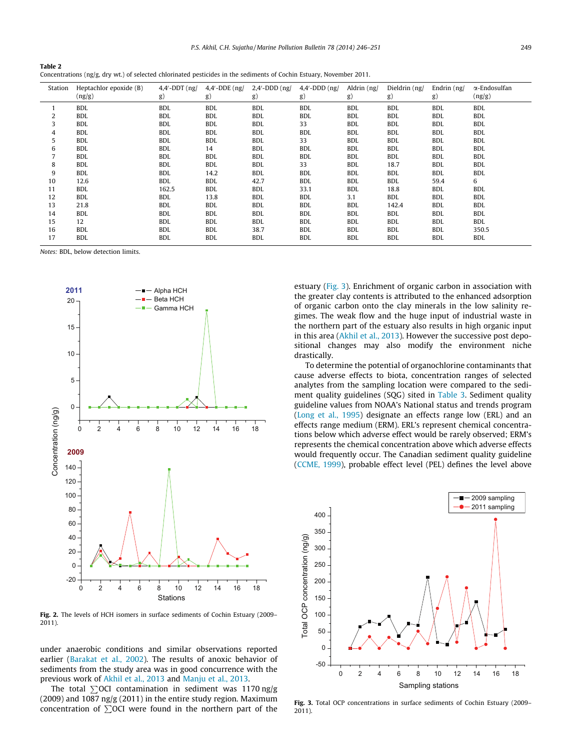**Table 2**
Concentrations (ng/g, dry wt.) of selected chlorinated pesticides in the sediments of Cochin Estuary, November 2011.

| Station | Heptachlor epoxide (B) (ng/g) | 4,4′-DDT (ng/g) | 4,4′-DDE (ng/g) | 2,4′-DDD (ng/g) | 4,4′-DDD (ng/g) | Aldrin (ng/g) | Dieldrin (ng/g) | Endrin (ng/g) | α-Endosulfan (ng/g) |
|---|---|---|---|---|---|---|---|---|---|
| 1 | BDL | BDL | BDL | BDL | BDL | BDL | BDL | BDL | BDL |
| 2 | BDL | BDL | BDL | BDL | BDL | BDL | BDL | BDL | BDL |
| 3 | BDL | BDL | BDL | BDL | 33 | BDL | BDL | BDL | BDL |
| 4 | BDL | BDL | BDL | BDL | BDL | BDL | BDL | BDL | BDL |
| 5 | BDL | BDL | BDL | BDL | 33 | BDL | BDL | BDL | BDL |
| 6 | BDL | BDL | 14 | BDL | BDL | BDL | BDL | BDL | BDL |
| 7 | BDL | BDL | BDL | BDL | BDL | BDL | BDL | BDL | BDL |
| 8 | BDL | BDL | BDL | BDL | 33 | BDL | 18.7 | BDL | BDL |
| 9 | BDL | BDL | 14.2 | BDL | BDL | BDL | BDL | BDL | BDL |
| 10 | 12.6 | BDL | BDL | 42.7 | BDL | BDL | BDL | 59.4 | 6 |
| 11 | BDL | 162.5 | BDL | BDL | 33.1 | BDL | 18.8 | BDL | BDL |
| 12 | BDL | BDL | 13.8 | BDL | BDL | 3.1 | BDL | BDL | BDL |
| 13 | 21.8 | BDL | BDL | BDL | BDL | BDL | 142.4 | BDL | BDL |
| 14 | BDL | BDL | BDL | BDL | BDL | BDL | BDL | BDL | BDL |
| 15 | 12 | BDL | BDL | BDL | BDL | BDL | BDL | BDL | BDL |
| 16 | BDL | BDL | BDL | 38.7 | BDL | BDL | BDL | BDL | 350.5 |
| 17 | BDL | BDL | BDL | BDL | BDL | BDL | BDL | BDL | BDL |

*Notes:* BDL, below detection limits.

**Fig. 2.** The levels of HCH isomers in surface sediments of Cochin Estuary (2009–2011).

under anaerobic conditions and similar observations reported earlier (Barakat et al., 2002). The results of anoxic behavior of sediments from the study area was in good concurrence with the previous work of Akhil et al., 2013 and Manju et al., 2013.

The total ∑OCI contamination in sediment was 1170 ng/g (2009) and 1087 ng/g (2011) in the entire study region. Maximum concentration of ∑OCI were found in the northern part of the estuary (Fig. 3). Enrichment of organic carbon in association with the greater clay contents is attributed to the enhanced adsorption of organic carbon onto the clay minerals in the low salinity regimes. The weak flow and the huge input of industrial waste in the northern part of the estuary also results in high organic input in this area (Akhil et al., 2013). However the successive post depositional changes may also modify the environment niche drastically.

To determine the potential of organochlorine contaminants that cause adverse effects to biota, concentration ranges of selected analytes from the sampling location were compared to the sediment quality guidelines (SQG) sited in Table 3. Sediment quality guideline values from NOAA's National status and trends program (Long et al., 1995) designate an effects range low (ERL) and an effects range medium (ERM). ERL's represent chemical concentrations below which adverse effect would be rarely observed; ERM's represents the chemical concentration above which adverse effects would frequently occur. The Canadian sediment quality guideline (CCME, 1999), probable effect level (PEL) defines the level above

**Fig. 3.** Total OCP concentrations in surface sediments of Cochin Estuary (2009–2011).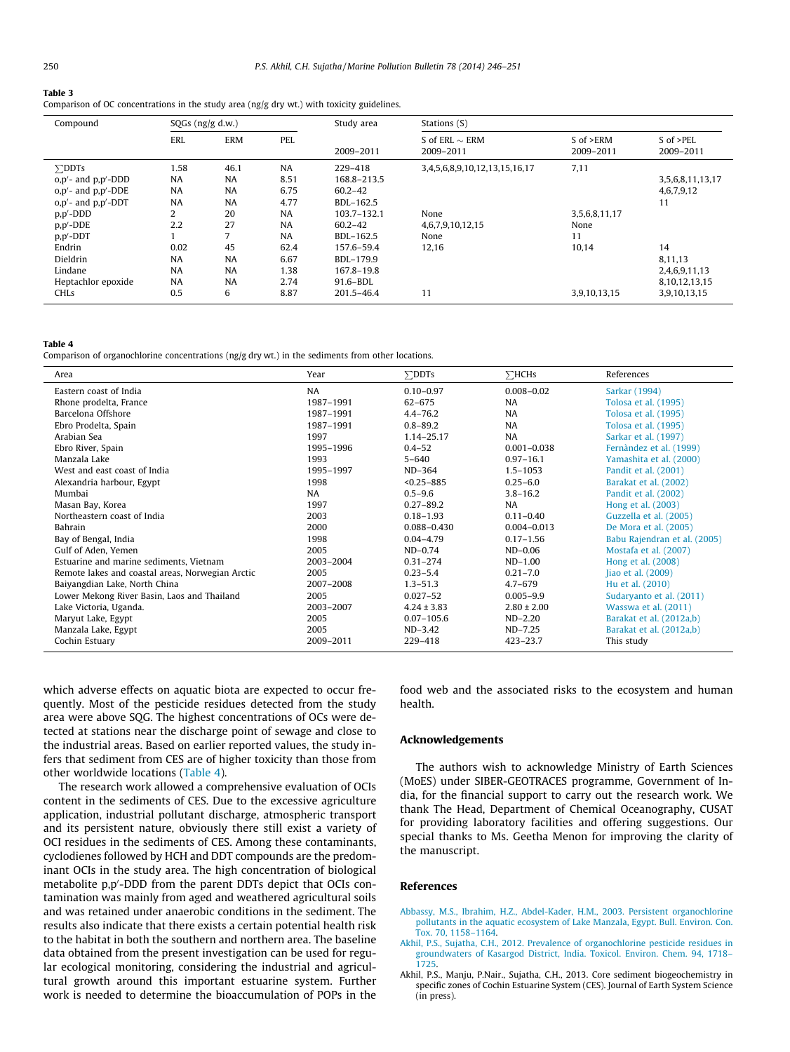**Table 3**
Comparison of OC concentrations in the study area (ng/g dry wt.) with toxicity guidelines.

| Compound | SQGs (ng/g d.w.) | | | Study area | Stations (S) | | |
|---|---|---|---|---|---|---|---|
| | ERL | ERM | PEL | 2009–2011 | S of ERL ∼ ERM 2009–2011 | S of >ERM 2009–2011 | S of >PEL 2009–2011 |
| ∑DDTs | 1.58 | 46.1 | NA | 229–418 | 3,4,5,6,8,9,10,12,13,15,16,17 | 7,11 | |
| o,p′- and p,p′-DDD | NA | NA | 8.51 | 168.8–213.5 | | | 3,5,6,8,11,13,17 |
| o,p′- and p,p′-DDE | NA | NA | 6.75 | 60.2–42 | | | 4,6,7,9,12 |
| o,p′- and p,p′-DDT | NA | NA | 4.77 | BDL–162.5 | | | 11 |
| p,p′-DDD | 2 | 20 | NA | 103.7–132.1 | None | 3,5,6,8,11,17 | |
| p,p′-DDE | 2.2 | 27 | NA | 60.2–42 | 4,6,7,9,10,12,15 | None | |
| p,p′-DDT | 1 | 7 | NA | BDL–162.5 | None | 11 | |
| Endrin | 0.02 | 45 | 62.4 | 157.6–59.4 | 12,16 | 10,14 | 14 |
| Dieldrin | NA | NA | 6.67 | BDL–179.9 | | | 8,11,13 |
| Lindane | NA | NA | 1.38 | 167.8–19.8 | | | 2,4,6,9,11,13 |
| Heptachlor epoxide | NA | NA | 2.74 | 91.6–BDL | | | 8,10,12,13,15 |
| CHLs | 0.5 | 6 | 8.87 | 201.5–46.4 | 11 | 3,9,10,13,15 | 3,9,10,13,15 |

**Table 4**
Comparison of organochlorine concentrations (ng/g dry wt.) in the sediments from other locations.

| Area | Year | ∑DDTs | ∑HCHs | References |
|---|---|---|---|---|
| Eastern coast of India | NA | 0.10–0.97 | 0.008–0.02 | Sarkar (1994) |
| Rhone prodelta, France | 1987–1991 | 62–675 | NA | Tolosa et al. (1995) |
| Barcelona Offshore | 1987–1991 | 4.4–76.2 | NA | Tolosa et al. (1995) |
| Ebro Prodelta, Spain | 1987–1991 | 0.8–89.2 | NA | Tolosa et al. (1995) |
| Arabian Sea | 1997 | 1.14–25.17 | NA | Sarkar et al. (1997) |
| Ebro River, Spain | 1995–1996 | 0.4–52 | 0.001–0.038 | Fernàndez et al. (1999) |
| Manzala Lake | 1993 | 5–640 | 0.97–16.1 | Yamashita et al. (2000) |
| West and east coast of India | 1995–1997 | ND–364 | 1.5–1053 | Pandit et al. (2001) |
| Alexandria harbour, Egypt | 1998 | <0.25–885 | 0.25–6.0 | Barakat et al. (2002) |
| Mumbai | NA | 0.5–9.6 | 3.8–16.2 | Pandit et al. (2002) |
| Masan Bay, Korea | 1997 | 0.27–89.2 | NA | Hong et al. (2003) |
| Northeastern coast of India | 2003 | 0.18–1.93 | 0.11–0.40 | Guzzella et al. (2005) |
| Bahrain | 2000 | 0.088–0.430 | 0.004–0.013 | De Mora et al. (2005) |
| Bay of Bengal, India | 1998 | 0.04–4.79 | 0.17–1.56 | Babu Rajendran et al. (2005) |
| Gulf of Aden, Yemen | 2005 | ND–0.74 | ND–0.06 | Mostafa et al. (2007) |
| Estuarine and marine sediments, Vietnam | 2003–2004 | 0.31–274 | ND–1.00 | Hong et al. (2008) |
| Remote lakes and coastal areas, Norwegian Arctic | 2005 | 0.23–5.4 | 0.21–7.0 | Jiao et al. (2009) |
| Baiyangdian Lake, North China | 2007–2008 | 1.3–51.3 | 4.7–679 | Hu et al. (2010) |
| Lower Mekong River Basin, Laos and Thailand | 2005 | 0.027–52 | 0.005–9.9 | Sudaryanto et al. (2011) |
| Lake Victoria, Uganda. | 2003–2007 | 4.24 ± 3.83 | 2.80 ± 2.00 | Wasswa et al. (2011) |
| Maryut Lake, Egypt | 2005 | 0.07–105.6 | ND–2.20 | Barakat et al. (2012a,b) |
| Manzala Lake, Egypt | 2005 | ND–3.42 | ND–7.25 | Barakat et al. (2012a,b) |
| Cochin Estuary | 2009–2011 | 229–418 | 423–23.7 | This study |

which adverse effects on aquatic biota are expected to occur frequently. Most of the pesticide residues detected from the study area were above SQG. The highest concentrations of OCs were detected at stations near the discharge point of sewage and close to the industrial areas. Based on earlier reported values, the study infers that sediment from CES are of higher toxicity than those from other worldwide locations (Table 4).

The research work allowed a comprehensive evaluation of OCIs content in the sediments of CES. Due to the excessive agriculture application, industrial pollutant discharge, atmospheric transport and its persistent nature, obviously there still exist a variety of OCI residues in the sediments of CES. Among these contaminants, cyclodienes followed by HCH and DDT compounds are the predominant OCIs in the study area. The high concentration of biological metabolite p,p′-DDD from the parent DDTs depict that OCIs contamination was mainly from aged and weathered agricultural soils and was retained under anaerobic conditions in the sediment. The results also indicate that there exists a certain potential health risk to the habitat in both the southern and northern area. The baseline data obtained from the present investigation can be used for regular ecological monitoring, considering the industrial and agricultural growth around this important estuarine system. Further work is needed to determine the bioaccumulation of POPs in the food web and the associated risks to the ecosystem and human health.

## Acknowledgements

The authors wish to acknowledge Ministry of Earth Sciences (MoES) under SIBER-GEOTRACES programme, Government of India, for the financial support to carry out the research work. We thank The Head, Department of Chemical Oceanography, CUSAT for providing laboratory facilities and offering suggestions. Our special thanks to Ms. Geetha Menon for improving the clarity of the manuscript.

## References

Abbassy, M.S., Ibrahim, H.Z., Abdel-Kader, H.M., 2003. Persistent organochlorine pollutants in the aquatic ecosystem of Lake Manzala, Egypt. Bull. Environ. Con. Tox. 70, 1158–1164.

Akhil, P.S., Sujatha, C.H., 2012. Prevalence of organochlorine pesticide residues in groundwaters of Kasargod District, India. Toxicol. Environ. Chem. 94, 1718–1725.

Akhil, P.S., Manju, P.Nair., Sujatha, C.H., 2013. Core sediment biogeochemistry in specific zones of Cochin Estuarine System (CES). Journal of Earth System Science (in press).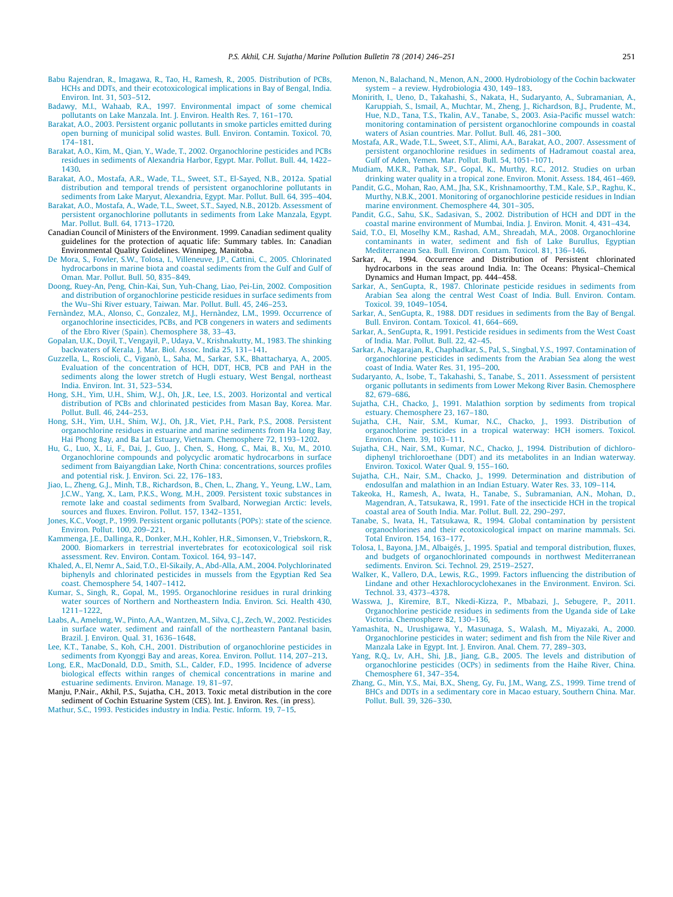Babu Rajendran, R., Imagawa, R., Tao, H., Ramesh, R., 2005. Distribution of PCBs, HCHs and DDTs, and their ecotoxicological implications in Bay of Bengal, India. Environ. Int. 31, 503–512.

Badawy, M.I., Wahaab, R.A., 1997. Environmental impact of some chemical pollutants on Lake Manzala. Int. J. Environ. Health Res. 7, 161–170.

Barakat, A.O., 2003. Persistent organic pollutants in smoke particles emitted during open burning of municipal solid wastes. Bull. Environ. Contamin. Toxicol. 70, 174–181.

Barakat, A.O., Kim, M., Qian, Y., Wade, T., 2002. Organochlorine pesticides and PCBs residues in sediments of Alexandria Harbor, Egypt. Mar. Pollut. Bull. 44, 1422–1430.

Barakat, A.O., Mostafa, A.R., Wade, T.L., Sweet, S.T., El-Sayed, N.B., 2012a. Spatial distribution and temporal trends of persistent organochlorine pollutants in sediments from Lake Maryut, Alexandria, Egypt. Mar. Pollut. Bull. 64, 395–404.

Barakat, A.O., Mostafa, A., Wade, T.L., Sweet, S.T., Sayed, N.B., 2012b. Assessment of persistent organochlorine pollutants in sediments from Lake Manzala, Egypt. Mar. Pollut. Bull. 64, 1713–1720.

Canadian Council of Ministers of the Environment. 1999. Canadian sediment quality guidelines for the protection of aquatic life: Summary tables. In: Canadian Environmental Quality Guidelines. Winnipeg, Manitoba.

De Mora, S., Fowler, S.W., Tolosa, I., Villeneuve, J.P., Cattini, C., 2005. Chlorinated hydrocarbons in marine biota and coastal sediments from the Gulf and Gulf of Oman. Mar. Pollut. Bull. 50, 835–849.

Doong, Ruey-An, Peng, Chin-Kai, Sun, Yuh-Chang, Liao, Pei-Lin, 2002. Composition and distribution of organochlorine pesticide residues in surface sediments from the Wu–Shi River estuary, Taiwan. Mar. Pollut. Bull. 45, 246–253.

Fernàndez, M.A., Alonso, C., Gonzalez, M.J., Hernàndez, L.M., 1999. Occurrence of organochlorine insecticides, PCBs, and PCB congeners in waters and sediments of the Ebro River (Spain). Chemosphere 38, 33–43.

Gopalan, U.K., Doyil, T., Vengayil, P., Udaya, V., Krishnakutty, M., 1983. The shinking backwaters of Kerala. J. Mar. Biol. Assoc. India 25, 131–141.

Guzzella, L., Roscioli, C., Viganò, L., Saha, M., Sarkar, S.K., Bhattacharya, A., 2005. Evaluation of the concentration of HCH, DDT, HCB, PCB and PAH in the sediments along the lower stretch of Hugli estuary, West Bengal, northeast India. Environ. Int. 31, 523–534.

Hong, S.H., Yim, U.H., Shim, W.J., Oh, J.R., Lee, I.S., 2003. Horizontal and vertical distribution of PCBs and chlorinated pesticides from Masan Bay, Korea. Mar. Pollut. Bull. 46, 244–253.

Hong, S.H., Yim, U.H., Shim, W.J., Oh, J.R., Viet, P.H., Park, P.S., 2008. Persistent organochlorine residues in estuarine and marine sediments from Ha Long Bay, Hai Phong Bay, and Ba Lat Estuary, Vietnam. Chemosphere 72, 1193–1202.

Hu, G., Luo, X., Li, F., Dai, J., Guo, J., Chen, S., Hong, C., Mai, B., Xu, M., 2010. Organochlorine compounds and polycyclic aromatic hydrocarbons in surface sediment from Baiyangdian Lake, North China: concentrations, sources profiles and potential risk. J. Environ. Sci. 22, 176–183.

Jiao, L., Zheng, G.J., Minh, T.B., Richardson, B., Chen, L., Zhang, Y., Yeung, L.W., Lam, J.C.W., Yang, X., Lam, P.K.S., Wong, M.H., 2009. Persistent toxic substances in remote lake and coastal sediments from Svalbard, Norwegian Arctic: levels, sources and fluxes. Environ. Pollut. 157, 1342–1351.

Jones, K.C., Voogt, P., 1999. Persistent organic pollutants (POPs): state of the science. Environ. Pollut. 100, 209–221.

Kammenga, J.E., Dallinga, R., Donker, M.H., Kohler, H.R., Simonsen, V., Triebskorn, R., 2000. Biomarkers in terrestrial invertebrates for ecotoxicological soil risk assessment. Rev. Environ. Contam. Toxicol. 164, 93–147.

Khaled, A., El Nemr A., Said, T.O., El-Sikaily, A., Abd-Alla, A.M., 2004. Polychlorinated biphenyls and chlorinated pesticides in mussels from the Egyptian Red Sea coast. Chemosphere 54, 1407–1412.

Kumar, S., Singh, R., Gopal, M., 1995. Organochlorine residues in rural drinking water sources of Northern and Northeastern India. Environ. Sci. Health 430, 1211–1222.

Laabs, A., Amelung, W., Pinto, A.A., Wantzen, M., Silva, C.J., Zech, W., 2002. Pesticides in surface water, sediment and rainfall of the northeastern Pantanal basin, Brazil. J. Environ. Qual. 31, 1636–1648.

Lee, K.T., Tanabe, S., Koh, C.H., 2001. Distribution of organochlorine pesticides in sediments from Kyonggi Bay and areas, Korea. Environ. Pollut. 114, 207–213.

Long, E.R., MacDonald, D.D., Smith, S.L., Calder, F.D., 1995. Incidence of adverse biological effects within ranges of chemical concentrations in marine and estuarine sediments. Environ. Manage. 19, 81–97.

Manju, P.Nair., Akhil, P.S., Sujatha, C.H., 2013. Toxic metal distribution in the core sediment of Cochin Estuarine System (CES). Int. J. Environ. Res. (in press).

Mathur, S.C., 1993. Pesticides industry in India. Pestic. Inform. 19, 7–15.

Menon, N., Balachand, N., Menon, A.N., 2000. Hydrobiology of the Cochin backwater system – a review. Hydrobiologia 430, 149–183.

Monirith, I., Ueno, D., Takahashi, S., Nakata, H., Sudaryanto, A., Subramanian, A., Karuppiah, S., Ismail, A., Muchtar, M., Zheng, J., Richardson, B.J., Prudente, M., Hue, N.D., Tana, T.S., Tkalin, A.V., Tanabe, S., 2003. Asia-Pacific mussel watch: monitoring contamination of persistent organochlorine compounds in coastal waters of Asian countries. Mar. Pollut. Bull. 46, 281–300.

Mostafa, A.R., Wade, T.L., Sweet, S.T., Alimi, A.A., Barakat, A.O., 2007. Assessment of persistent organochlorine residues in sediments of Hadramout coastal area, Gulf of Aden, Yemen. Mar. Pollut. Bull. 54, 1051–1071.

Mudiam, M.K.R., Pathak, S.P., Gopal, K., Murthy, R.C., 2012. Studies on urban drinking water quality in a tropical zone. Environ. Monit. Assess. 184, 461–469.

Pandit, G.G., Mohan, Rao, A.M., Jha, S.K., Krishnamoorthy, T.M., Kale, S.P., Raghu, K., Murthy, N.B.K., 2001. Monitoring of organochlorine pesticide residues in Indian marine environment. Chemosphere 44, 301–305.

Pandit, G.G., Sahu, S.K., Sadasivan, S., 2002. Distribution of HCH and DDT in the coastal marine environment of Mumbai, India. J. Environ. Monit. 4, 431–434.

Said, T.O., El, Moselhy K.M., Rashad, A.M., Shreadah, M.A., 2008. Organochlorine contaminants in water, sediment and fish of Lake Burullus, Egyptian Mediterranean Sea. Bull. Environ. Contam. Toxicol. 81, 136–146.

Sarkar, A., 1994. Occurrence and Distribution of Persistent chlorinated hydrocarbons in the seas around India. In: The Oceans: Physical–Chemical Dynamics and Human Impact, pp. 444–458.

Sarkar, A., SenGupta, R., 1987. Chlorinate pesticide residues in sediments from Arabian Sea along the central West Coast of India. Bull. Environ. Contam. Toxicol. 39, 1049–1054.

Sarkar, A., SenGupta, R., 1988. DDT residues in sediments from the Bay of Bengal. Bull. Environ. Contam. Toxicol. 41, 664–669.

Sarkar, A., SenGupta, R., 1991. Pesticide residues in sediments from the West Coast of India. Mar. Pollut. Bull. 22, 42–45.

Sarkar, A., Nagarajan, R., Chaphadkar, S., Pal, S., Singbal, Y.S., 1997. Contamination of organochlorine pesticides in sediments from the Arabian Sea along the west coast of India. Water Res. 31, 195–200.

Sudaryanto, A., Isobe, T., Takahashi, S., Tanabe, S., 2011. Assessment of persistent organic pollutants in sediments from Lower Mekong River Basin. Chemosphere 82, 679–686.

Sujatha, C.H., Chacko, J., 1991. Malathion sorption by sediments from tropical estuary. Chemosphere 23, 167–180.

Sujatha, C.H., Nair, S.M., Kumar, N.C., Chacko, J., 1993. Distribution of organochlorine pesticides in a tropical waterway: HCH isomers. Toxicol. Environ. Chem. 39, 103–111.

Sujatha, C.H., Nair, S.M., Kumar, N.C., Chacko, J., 1994. Distribution of dichloro-diphenyl trichloroethane (DDT) and its metabolites in an Indian waterway. Environ. Toxicol. Water Qual. 9, 155–160.

Sujatha, C.H., Nair, S.M., Chacko, J., 1999. Determination and distribution of endosulfan and malathion in an Indian Estuary. Water Res. 33, 109–114.

Takeoka, H., Ramesh, A., Iwata, H., Tanabe, S., Subramanian, A.N., Mohan, D., Magendran, A., Tatsukawa, R., 1991. Fate of the insecticide HCH in the tropical coastal area of South India. Mar. Pollut. Bull. 22, 290–297.

Tanabe, S., Iwata, H., Tatsukawa, R., 1994. Global contamination by persistent organochlorines and their ecotoxicological impact on marine mammals. Sci. Total Environ. 154, 163–177.

Tolosa, I., Bayona, J.M., Albaigés, J., 1995. Spatial and temporal distribution, fluxes, and budgets of organochlorinated compounds in northwest Mediterranean sediments. Environ. Sci. Technol. 29, 2519–2527.

Walker, K., Vallero, D.A., Lewis, R.G., 1999. Factors influencing the distribution of Lindane and other Hexachlorocyclohexanes in the Environment. Environ. Sci. Technol. 33, 4373–4378.

Wasswa, J., Kiremire, B.T., Nkedi-Kizza, P., Mbabazi, J., Sebugere, P., 2011. Organochlorine pesticide residues in sediments from the Uganda side of Lake Victoria. Chemosphere 82, 130–136.

Yamashita, N., Urushigawa, Y., Masunaga, S., Walash, M., Miyazaki, A., 2000. Organochlorine pesticides in water; sediment and fish from the Nile River and Manzala Lake in Egypt. Int. J. Environ. Anal. Chem. 77, 289–303.

Yang, R.Q., Lv, A.H., Shi, J.B., Jiang, G.B., 2005. The levels and distribution of organochlorine pesticides (OCPs) in sediments from the Haihe River, China. Chemosphere 61, 347–354.

Zhang, G., Min, Y.S., Mai, B.X., Sheng, Gy, Fu, J.M., Wang, Z.S., 1999. Time trend of BHCs and DDTs in a sedimentary core in Macao estuary, Southern China. Mar. Pollut. Bull. 39, 326–330.